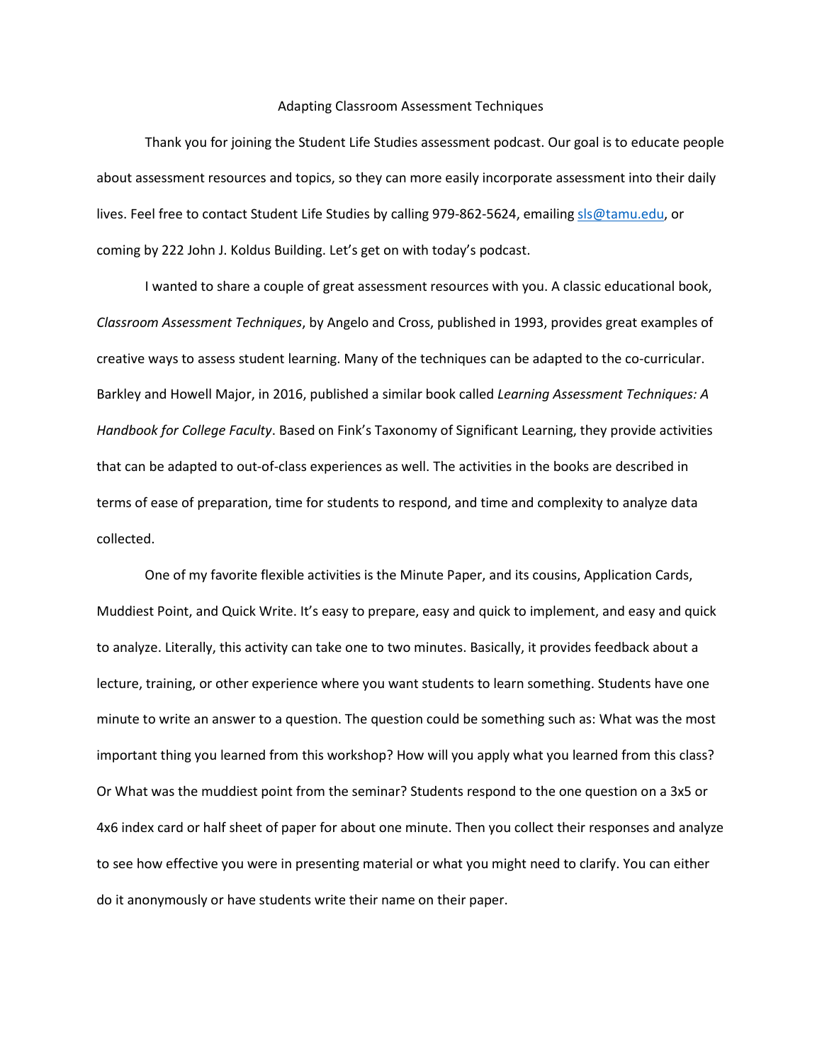# Adapting Classroom Assessment Techniques

Thank you for joining the Student Life Studies assessment podcast. Our goal is to educate people about assessment resources and topics, so they can more easily incorporate assessment into their daily lives. Feel free to contact Student Life Studies by calling 979-862-5624, emailing sls@tamu.edu, or coming by 222 John J. Koldus Building. Let's get on with today's podcast.

I wanted to share a couple of great assessment resources with you. A classic educational book, *Classroom Assessment Techniques*, by Angelo and Cross, published in 1993, provides great examples of creative ways to assess student learning. Many of the techniques can be adapted to the co-curricular. Barkley and Howell Major, in 2016, published a similar book called *Learning Assessment Techniques: A Handbook for College Faculty*. Based on Fink's Taxonomy of Significant Learning, they provide activities that can be adapted to out-of-class experiences as well. The activities in the books are described in terms of ease of preparation, time for students to respond, and time and complexity to analyze data collected.

One of my favorite flexible activities is the Minute Paper, and its cousins, Application Cards, Muddiest Point, and Quick Write. It's easy to prepare, easy and quick to implement, and easy and quick to analyze. Literally, this activity can take one to two minutes. Basically, it provides feedback about a lecture, training, or other experience where you want students to learn something. Students have one minute to write an answer to a question. The question could be something such as: What was the most important thing you learned from this workshop? How will you apply what you learned from this class? Or What was the muddiest point from the seminar? Students respond to the one question on a 3x5 or 4x6 index card or half sheet of paper for about one minute. Then you collect their responses and analyze to see how effective you were in presenting material or what you might need to clarify. You can either do it anonymously or have students write their name on their paper.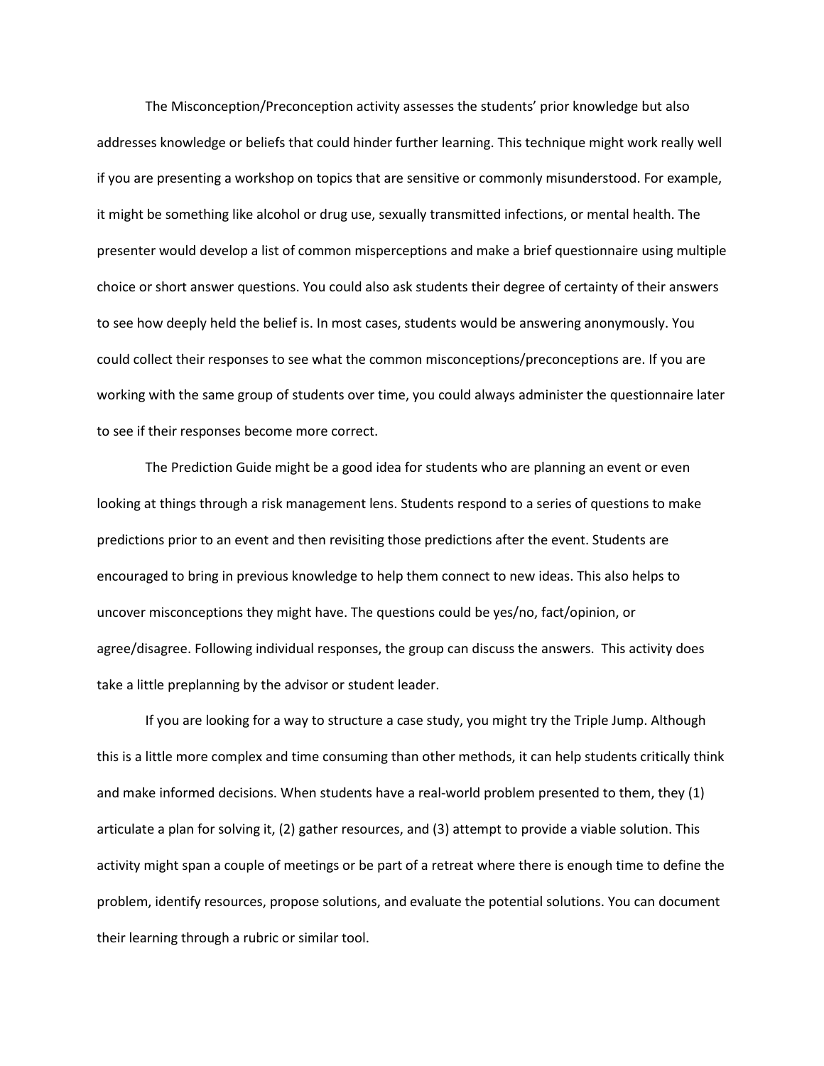The Misconception/Preconception activity assesses the students' prior knowledge but also addresses knowledge or beliefs that could hinder further learning. This technique might work really well if you are presenting a workshop on topics that are sensitive or commonly misunderstood. For example, it might be something like alcohol or drug use, sexually transmitted infections, or mental health. The presenter would develop a list of common misperceptions and make a brief questionnaire using multiple choice or short answer questions. You could also ask students their degree of certainty of their answers to see how deeply held the belief is. In most cases, students would be answering anonymously. You could collect their responses to see what the common misconceptions/preconceptions are. If you are working with the same group of students over time, you could always administer the questionnaire later to see if their responses become more correct.

The Prediction Guide might be a good idea for students who are planning an event or even looking at things through a risk management lens. Students respond to a series of questions to make predictions prior to an event and then revisiting those predictions after the event. Students are encouraged to bring in previous knowledge to help them connect to new ideas. This also helps to uncover misconceptions they might have. The questions could be yes/no, fact/opinion, or agree/disagree. Following individual responses, the group can discuss the answers. This activity does take a little preplanning by the advisor or student leader.

If you are looking for a way to structure a case study, you might try the Triple Jump. Although this is a little more complex and time consuming than other methods, it can help students critically think and make informed decisions. When students have a real-world problem presented to them, they (1) articulate a plan for solving it, (2) gather resources, and (3) attempt to provide a viable solution. This activity might span a couple of meetings or be part of a retreat where there is enough time to define the problem, identify resources, propose solutions, and evaluate the potential solutions. You can document their learning through a rubric or similar tool.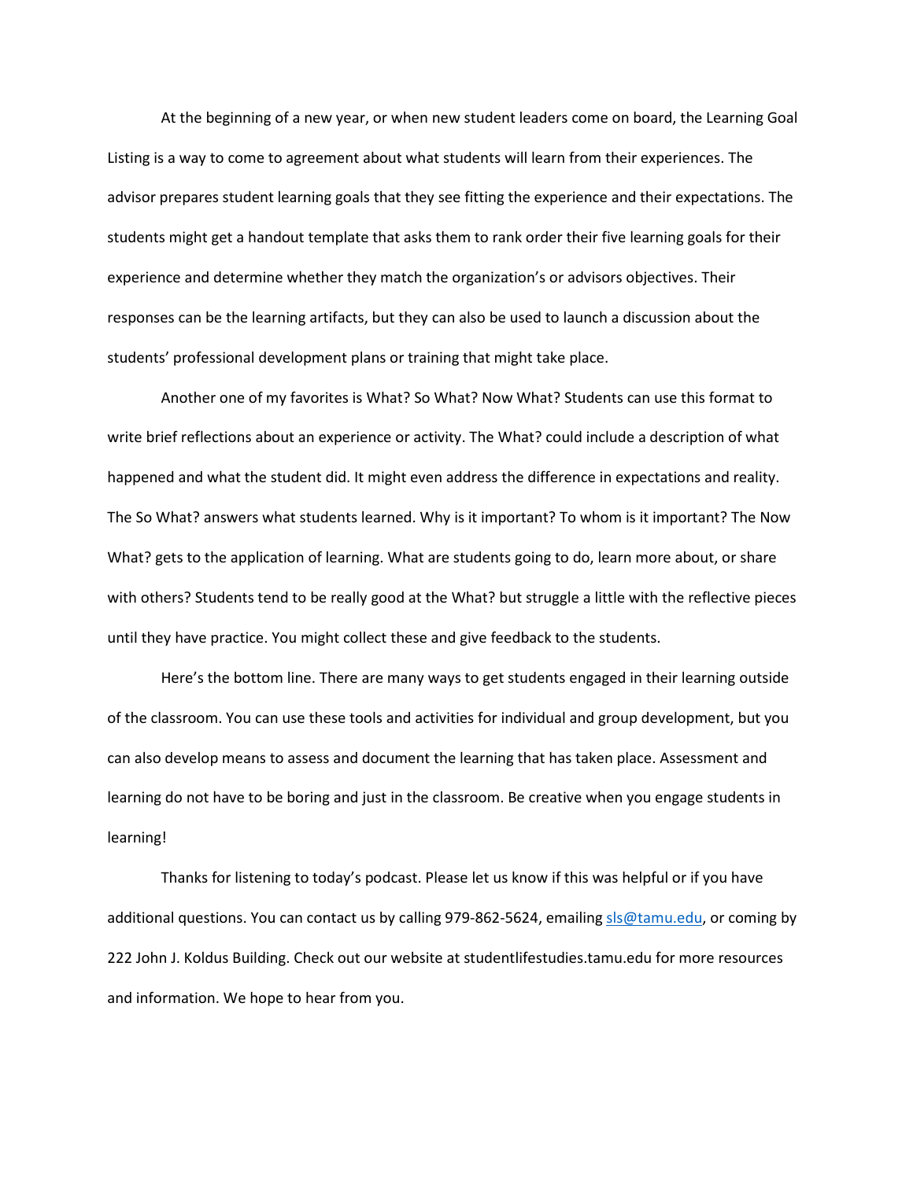At the beginning of a new year, or when new student leaders come on board, the Learning Goal Listing is a way to come to agreement about what students will learn from their experiences. The advisor prepares student learning goals that they see fitting the experience and their expectations. The students might get a handout template that asks them to rank order their five learning goals for their experience and determine whether they match the organization's or advisors objectives. Their responses can be the learning artifacts, but they can also be used to launch a discussion about the students' professional development plans or training that might take place.

Another one of my favorites is What? So What? Now What? Students can use this format to write brief reflections about an experience or activity. The What? could include a description of what happened and what the student did. It might even address the difference in expectations and reality. The So What? answers what students learned. Why is it important? To whom is it important? The Now What? gets to the application of learning. What are students going to do, learn more about, or share with others? Students tend to be really good at the What? but struggle a little with the reflective pieces until they have practice. You might collect these and give feedback to the students.

Here's the bottom line. There are many ways to get students engaged in their learning outside of the classroom. You can use these tools and activities for individual and group development, but you can also develop means to assess and document the learning that has taken place. Assessment and learning do not have to be boring and just in the classroom. Be creative when you engage students in learning!

Thanks for listening to today's podcast. Please let us know if this was helpful or if you have additional questions. You can contact us by calling 979-862-5624, emailing [sls@tamu.edu](mailto:sls@tamu.edu), or coming by 222 John J. Koldus Building. Check out our website at studentlifestudies.tamu.edu for more resources and information. We hope to hear from you.